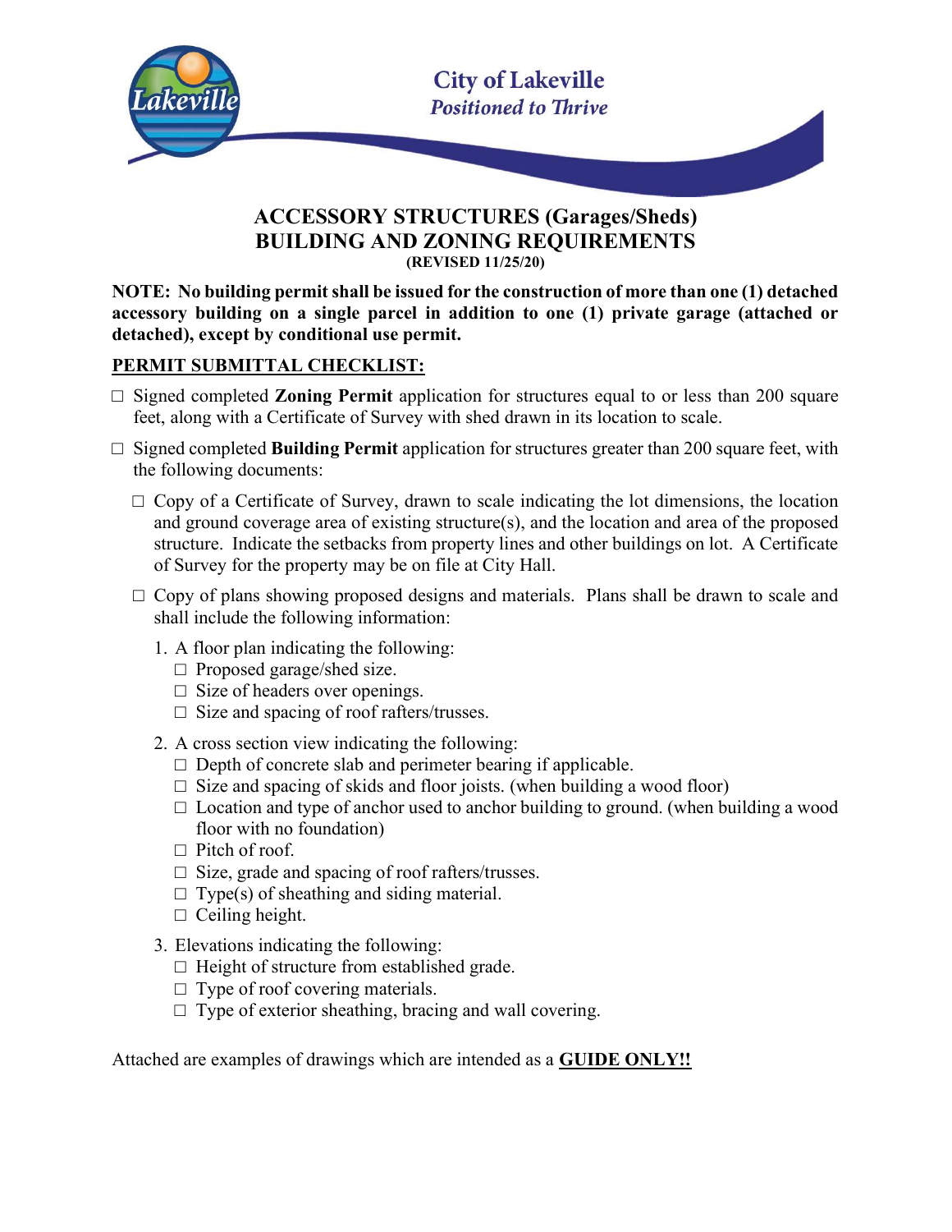City of Lakeville
*Positioned to Thrive*

# ACCESSORY STRUCTURES (Garages/Sheds)
# BUILDING AND ZONING REQUIREMENTS

**(REVISED 11/25/20)**

**NOTE: No building permit shall be issued for the construction of more than one (1) detached accessory building on a single parcel in addition to one (1) private garage (attached or detached), except by conditional use permit.**

## PERMIT SUBMITTAL CHECKLIST:

- ☐ Signed completed **Zoning Permit** application for structures equal to or less than 200 square feet, along with a Certificate of Survey with shed drawn in its location to scale.
- ☐ Signed completed **Building Permit** application for structures greater than 200 square feet, with the following documents:
  - ☐ Copy of a Certificate of Survey, drawn to scale indicating the lot dimensions, the location and ground coverage area of existing structure(s), and the location and area of the proposed structure. Indicate the setbacks from property lines and other buildings on lot. A Certificate of Survey for the property may be on file at City Hall.
  - ☐ Copy of plans showing proposed designs and materials. Plans shall be drawn to scale and shall include the following information:
    1. A floor plan indicating the following:
       - ☐ Proposed garage/shed size.
       - ☐ Size of headers over openings.
       - ☐ Size and spacing of roof rafters/trusses.
    2. A cross section view indicating the following:
       - ☐ Depth of concrete slab and perimeter bearing if applicable.
       - ☐ Size and spacing of skids and floor joists. (when building a wood floor)
       - ☐ Location and type of anchor used to anchor building to ground. (when building a wood floor with no foundation)
       - ☐ Pitch of roof.
       - ☐ Size, grade and spacing of roof rafters/trusses.
       - ☐ Type(s) of sheathing and siding material.
       - ☐ Ceiling height.
    3. Elevations indicating the following:
       - ☐ Height of structure from established grade.
       - ☐ Type of roof covering materials.
       - ☐ Type of exterior sheathing, bracing and wall covering.

Attached are examples of drawings which are intended as a **GUIDE ONLY!!**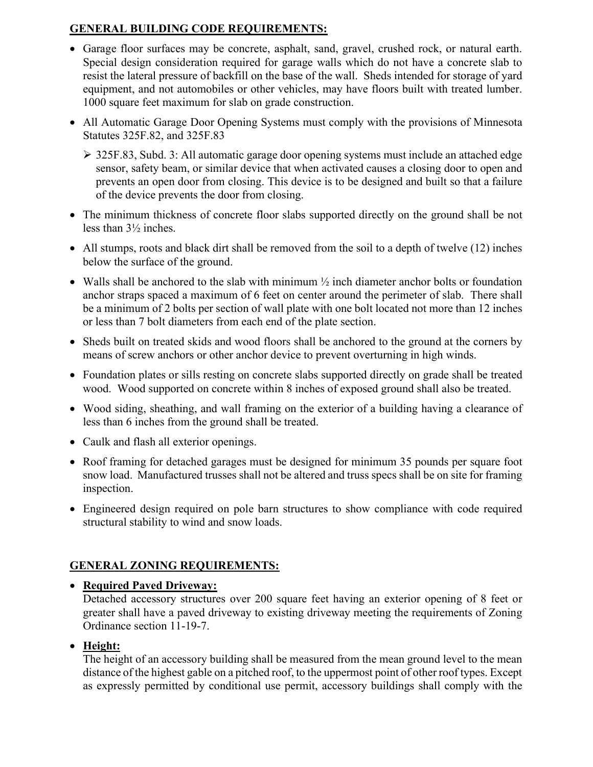## GENERAL BUILDING CODE REQUIREMENTS:

- Garage floor surfaces may be concrete, asphalt, sand, gravel, crushed rock, or natural earth. Special design consideration required for garage walls which do not have a concrete slab to resist the lateral pressure of backfill on the base of the wall. Sheds intended for storage of yard equipment, and not automobiles or other vehicles, may have floors built with treated lumber. 1000 square feet maximum for slab on grade construction.
- All Automatic Garage Door Opening Systems must comply with the provisions of Minnesota Statutes 325F.82, and 325F.83
  - 325F.83, Subd. 3: All automatic garage door opening systems must include an attached edge sensor, safety beam, or similar device that when activated causes a closing door to open and prevents an open door from closing. This device is to be designed and built so that a failure of the device prevents the door from closing.
- The minimum thickness of concrete floor slabs supported directly on the ground shall be not less than 3½ inches.
- All stumps, roots and black dirt shall be removed from the soil to a depth of twelve (12) inches below the surface of the ground.
- Walls shall be anchored to the slab with minimum ½ inch diameter anchor bolts or foundation anchor straps spaced a maximum of 6 feet on center around the perimeter of slab. There shall be a minimum of 2 bolts per section of wall plate with one bolt located not more than 12 inches or less than 7 bolt diameters from each end of the plate section.
- Sheds built on treated skids and wood floors shall be anchored to the ground at the corners by means of screw anchors or other anchor device to prevent overturning in high winds.
- Foundation plates or sills resting on concrete slabs supported directly on grade shall be treated wood. Wood supported on concrete within 8 inches of exposed ground shall also be treated.
- Wood siding, sheathing, and wall framing on the exterior of a building having a clearance of less than 6 inches from the ground shall be treated.
- Caulk and flash all exterior openings.
- Roof framing for detached garages must be designed for minimum 35 pounds per square foot snow load. Manufactured trusses shall not be altered and truss specs shall be on site for framing inspection.
- Engineered design required on pole barn structures to show compliance with code required structural stability to wind and snow loads.

## GENERAL ZONING REQUIREMENTS:

- **Required Paved Driveway:**
  Detached accessory structures over 200 square feet having an exterior opening of 8 feet or greater shall have a paved driveway to existing driveway meeting the requirements of Zoning Ordinance section 11-19-7.
- **Height:**
  The height of an accessory building shall be measured from the mean ground level to the mean distance of the highest gable on a pitched roof, to the uppermost point of other roof types. Except as expressly permitted by conditional use permit, accessory buildings shall comply with the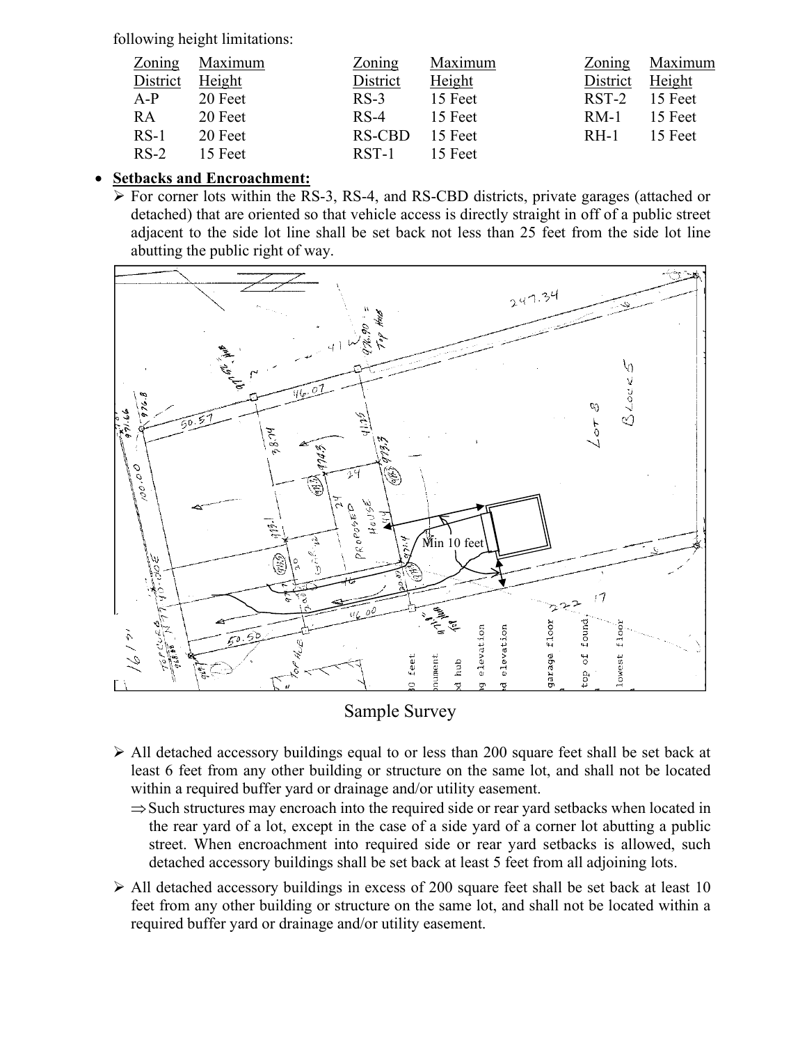following height limitations:

| Zoning District | Maximum Height | Zoning District | Maximum Height | Zoning District | Maximum Height |
|---|---|---|---|---|---|
| A-P | 20 Feet | RS-3 | 15 Feet | RST-2 | 15 Feet |
| RA | 20 Feet | RS-4 | 15 Feet | RM-1 | 15 Feet |
| RS-1 | 20 Feet | RS-CBD | 15 Feet | RH-1 | 15 Feet |
| RS-2 | 15 Feet | RST-1 | 15 Feet | | |

- **Setbacks and Encroachment:**
  - For corner lots within the RS-3, RS-4, and RS-CBD districts, private garages (attached or detached) that are oriented so that vehicle access is directly straight in off of a public street adjacent to the side lot line shall be set back not less than 25 feet from the side lot line abutting the public right of way.

Sample Survey

  - All detached accessory buildings equal to or less than 200 square feet shall be set back at least 6 feet from any other building or structure on the same lot, and shall not be located within a required buffer yard or drainage and/or utility easement.
    - ⇒ Such structures may encroach into the required side or rear yard setbacks when located in the rear yard of a lot, except in the case of a side yard of a corner lot abutting a public street. When encroachment into required side or rear yard setbacks is allowed, such detached accessory buildings shall be set back at least 5 feet from all adjoining lots.
  - All detached accessory buildings in excess of 200 square feet shall be set back at least 10 feet from any other building or structure on the same lot, and shall not be located within a required buffer yard or drainage and/or utility easement.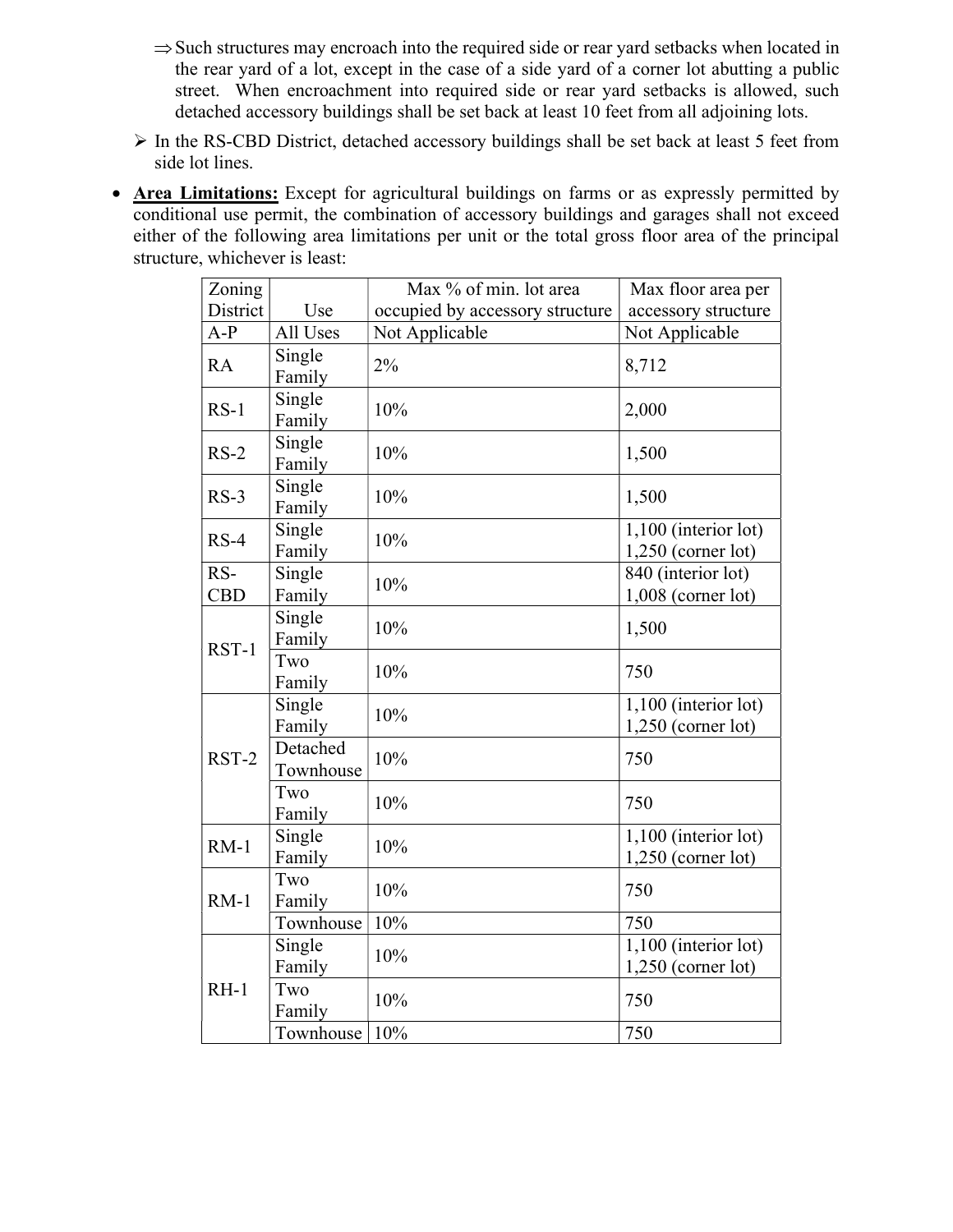- ⇒ Such structures may encroach into the required side or rear yard setbacks when located in the rear yard of a lot, except in the case of a side yard of a corner lot abutting a public street. When encroachment into required side or rear yard setbacks is allowed, such detached accessory buildings shall be set back at least 10 feet from all adjoining lots.
- ➢ In the RS-CBD District, detached accessory buildings shall be set back at least 5 feet from side lot lines.

- **Area Limitations:** Except for agricultural buildings on farms or as expressly permitted by conditional use permit, the combination of accessory buildings and garages shall not exceed either of the following area limitations per unit or the total gross floor area of the principal structure, whichever is least:

| Zoning District | Use | Max % of min. lot area occupied by accessory structure | Max floor area per accessory structure |
|---|---|---|---|
| A-P | All Uses | Not Applicable | Not Applicable |
| RA | Single Family | 2% | 8,712 |
| RS-1 | Single Family | 10% | 2,000 |
| RS-2 | Single Family | 10% | 1,500 |
| RS-3 | Single Family | 10% | 1,500 |
| RS-4 | Single Family | 10% | 1,100 (interior lot) 1,250 (corner lot) |
| RS-CBD | Single Family | 10% | 840 (interior lot) 1,008 (corner lot) |
| RST-1 | Single Family | 10% | 1,500 |
| | Two Family | 10% | 750 |
| RST-2 | Single Family | 10% | 1,100 (interior lot) 1,250 (corner lot) |
| | Detached Townhouse | 10% | 750 |
| | Two Family | 10% | 750 |
| RM-1 | Single Family | 10% | 1,100 (interior lot) 1,250 (corner lot) |
| RM-1 | Two Family | 10% | 750 |
| | Townhouse | 10% | 750 |
| RH-1 | Single Family | 10% | 1,100 (interior lot) 1,250 (corner lot) |
| | Two Family | 10% | 750 |
| | Townhouse | 10% | 750 |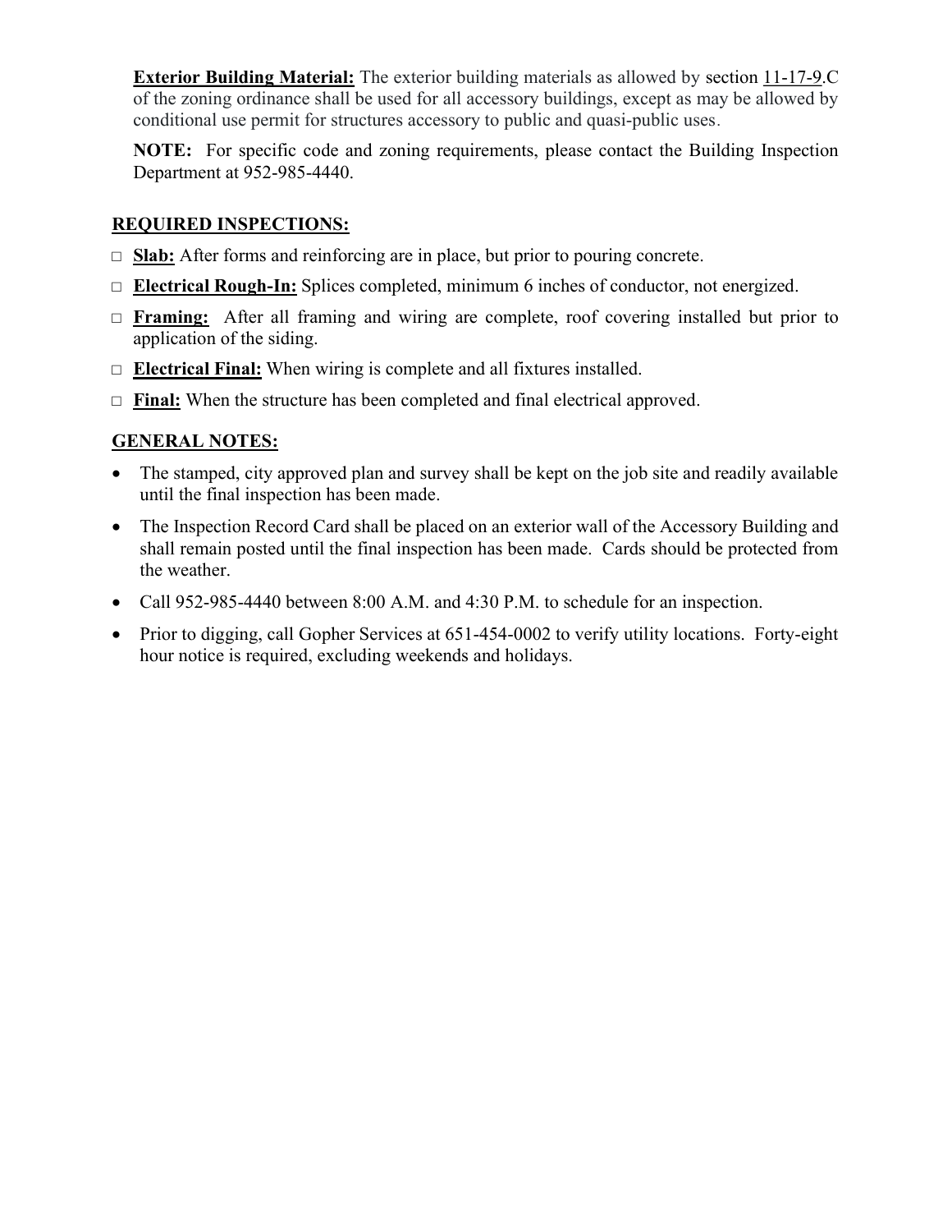**Exterior Building Material:** The exterior building materials as allowed by section 11-17-9.C of the zoning ordinance shall be used for all accessory buildings, except as may be allowed by conditional use permit for structures accessory to public and quasi-public uses.

**NOTE:** For specific code and zoning requirements, please contact the Building Inspection Department at 952-985-4440.

## REQUIRED INSPECTIONS:

- □ **Slab:** After forms and reinforcing are in place, but prior to pouring concrete.
- □ **Electrical Rough-In:** Splices completed, minimum 6 inches of conductor, not energized.
- □ **Framing:** After all framing and wiring are complete, roof covering installed but prior to application of the siding.
- □ **Electrical Final:** When wiring is complete and all fixtures installed.
- □ **Final:** When the structure has been completed and final electrical approved.

## GENERAL NOTES:

- The stamped, city approved plan and survey shall be kept on the job site and readily available until the final inspection has been made.
- The Inspection Record Card shall be placed on an exterior wall of the Accessory Building and shall remain posted until the final inspection has been made. Cards should be protected from the weather.
- Call 952-985-4440 between 8:00 A.M. and 4:30 P.M. to schedule for an inspection.
- Prior to digging, call Gopher Services at 651-454-0002 to verify utility locations. Forty-eight hour notice is required, excluding weekends and holidays.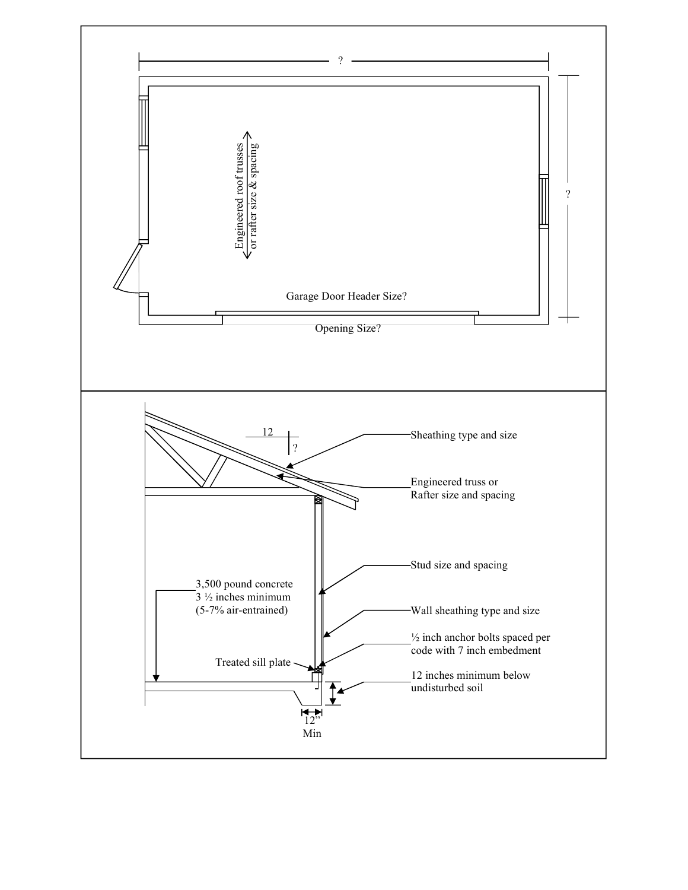?

Engineered roof trusses or rafter size & spacing

?

Garage Door Header Size?

Opening Size?

12

?

Sheathing type and size

Engineered truss or Rafter size and spacing

Stud size and spacing

3,500 pound concrete
3 ½ inches minimum
(5-7% air-entrained)

Wall sheathing type and size

½ inch anchor bolts spaced per code with 7 inch embedment

Treated sill plate

12 inches minimum below undisturbed soil

12"
Min